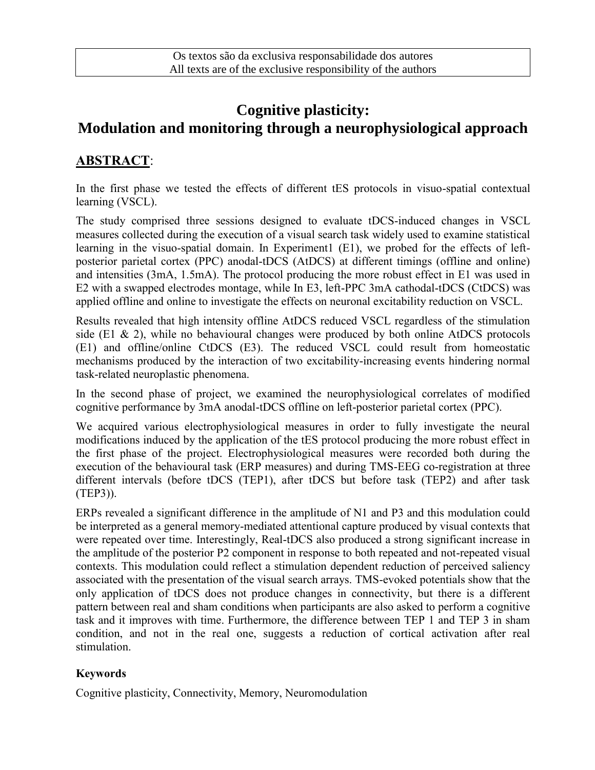Os textos são da exclusiva responsabilidade dos autores
All texts are of the exclusive responsibility of the authors

# Cognitive plasticity: Modulation and monitoring through a neurophysiological approach

## ABSTRACT:

In the first phase we tested the effects of different tES protocols in visuo-spatial contextual learning (VSCL).

The study comprised three sessions designed to evaluate tDCS-induced changes in VSCL measures collected during the execution of a visual search task widely used to examine statistical learning in the visuo-spatial domain. In Experiment1 (E1), we probed for the effects of left-posterior parietal cortex (PPC) anodal-tDCS (AtDCS) at different timings (offline and online) and intensities (3mA, 1.5mA). The protocol producing the more robust effect in E1 was used in E2 with a swapped electrodes montage, while In E3, left-PPC 3mA cathodal-tDCS (CtDCS) was applied offline and online to investigate the effects on neuronal excitability reduction on VSCL.

Results revealed that high intensity offline AtDCS reduced VSCL regardless of the stimulation side (E1 & 2), while no behavioural changes were produced by both online AtDCS protocols (E1) and offline/online CtDCS (E3). The reduced VSCL could result from homeostatic mechanisms produced by the interaction of two excitability-increasing events hindering normal task-related neuroplastic phenomena.

In the second phase of project, we examined the neurophysiological correlates of modified cognitive performance by 3mA anodal-tDCS offline on left-posterior parietal cortex (PPC).

We acquired various electrophysiological measures in order to fully investigate the neural modifications induced by the application of the tES protocol producing the more robust effect in the first phase of the project. Electrophysiological measures were recorded both during the execution of the behavioural task (ERP measures) and during TMS-EEG co-registration at three different intervals (before tDCS (TEP1), after tDCS but before task (TEP2) and after task (TEP3)).

ERPs revealed a significant difference in the amplitude of N1 and P3 and this modulation could be interpreted as a general memory-mediated attentional capture produced by visual contexts that were repeated over time. Interestingly, Real-tDCS also produced a strong significant increase in the amplitude of the posterior P2 component in response to both repeated and not-repeated visual contexts. This modulation could reflect a stimulation dependent reduction of perceived saliency associated with the presentation of the visual search arrays. TMS-evoked potentials show that the only application of tDCS does not produce changes in connectivity, but there is a different pattern between real and sham conditions when participants are also asked to perform a cognitive task and it improves with time. Furthermore, the difference between TEP 1 and TEP 3 in sham condition, and not in the real one, suggests a reduction of cortical activation after real stimulation.

### Keywords

Cognitive plasticity, Connectivity, Memory, Neuromodulation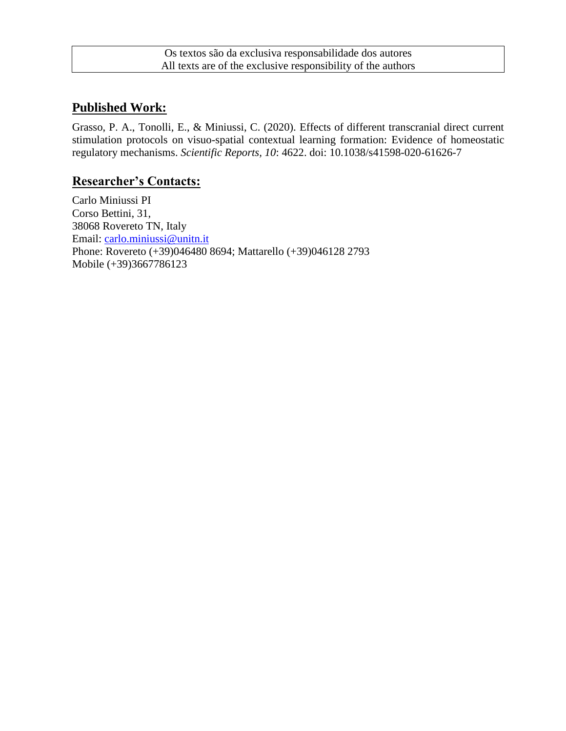Os textos são da exclusiva responsabilidade dos autores
All texts are of the exclusive responsibility of the authors

## Published Work:

Grasso, P. A., Tonolli, E., & Miniussi, C. (2020). Effects of different transcranial direct current stimulation protocols on visuo-spatial contextual learning formation: Evidence of homeostatic regulatory mechanisms. *Scientific Reports*, *10*: 4622. doi: 10.1038/s41598-020-61626-7

## Researcher's Contacts:

Carlo Miniussi PI
Corso Bettini, 31,
38068 Rovereto TN, Italy
Email: carlo.miniussi@unitn.it
Phone: Rovereto (+39)046480 8694; Mattarello (+39)046128 2793
Mobile (+39)3667786123